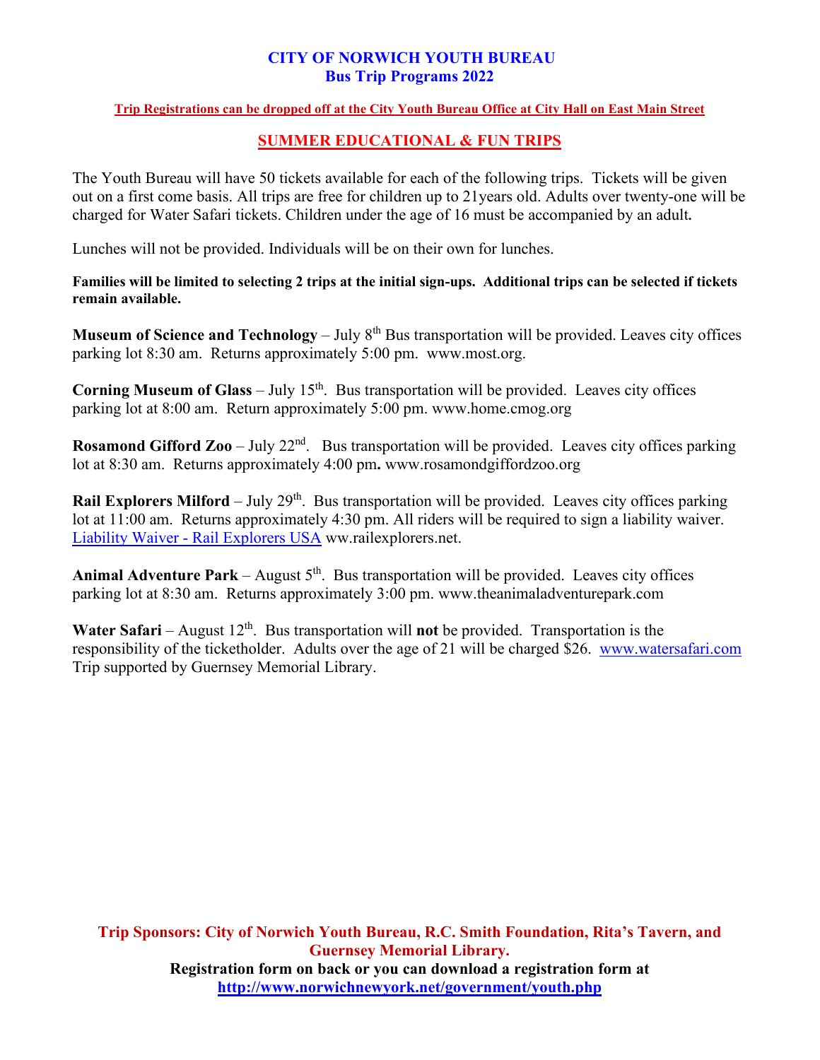# CITY OF NORWICH YOUTH BUREAU
## Bus Trip Programs 2022

**Trip Registrations can be dropped off at the City Youth Bureau Office at City Hall on East Main Street**

## SUMMER EDUCATIONAL & FUN TRIPS

The Youth Bureau will have 50 tickets available for each of the following trips. Tickets will be given out on a first come basis. All trips are free for children up to 21years old. Adults over twenty-one will be charged for Water Safari tickets. Children under the age of 16 must be accompanied by an adult**.**

Lunches will not be provided. Individuals will be on their own for lunches.

**Families will be limited to selecting 2 trips at the initial sign-ups. Additional trips can be selected if tickets remain available.**

**Museum of Science and Technology** – July 8th Bus transportation will be provided. Leaves city offices parking lot 8:30 am. Returns approximately 5:00 pm. www.most.org.

**Corning Museum of Glass** – July 15th. Bus transportation will be provided. Leaves city offices parking lot at 8:00 am. Return approximately 5:00 pm. www.home.cmog.org

**Rosamond Gifford Zoo** – July 22nd. Bus transportation will be provided. Leaves city offices parking lot at 8:30 am. Returns approximately 4:00 pm**.** www.rosamondgiffordzoo.org

**Rail Explorers Milford** – July 29th. Bus transportation will be provided. Leaves city offices parking lot at 11:00 am. Returns approximately 4:30 pm. All riders will be required to sign a liability waiver. Liability Waiver - Rail Explorers USA ww.railexplorers.net.

**Animal Adventure Park** – August 5th. Bus transportation will be provided. Leaves city offices parking lot at 8:30 am. Returns approximately 3:00 pm. www.theanimaladventurepark.com

**Water Safari** – August 12th. Bus transportation will **not** be provided. Transportation is the responsibility of the ticketholder. Adults over the age of 21 will be charged $26. www.watersafari.com Trip supported by Guernsey Memorial Library.

**Trip Sponsors: City of Norwich Youth Bureau, R.C. Smith Foundation, Rita's Tavern, and Guernsey Memorial Library.**

**Registration form on back or you can download a registration form at http://www.norwichnewyork.net/government/youth.php**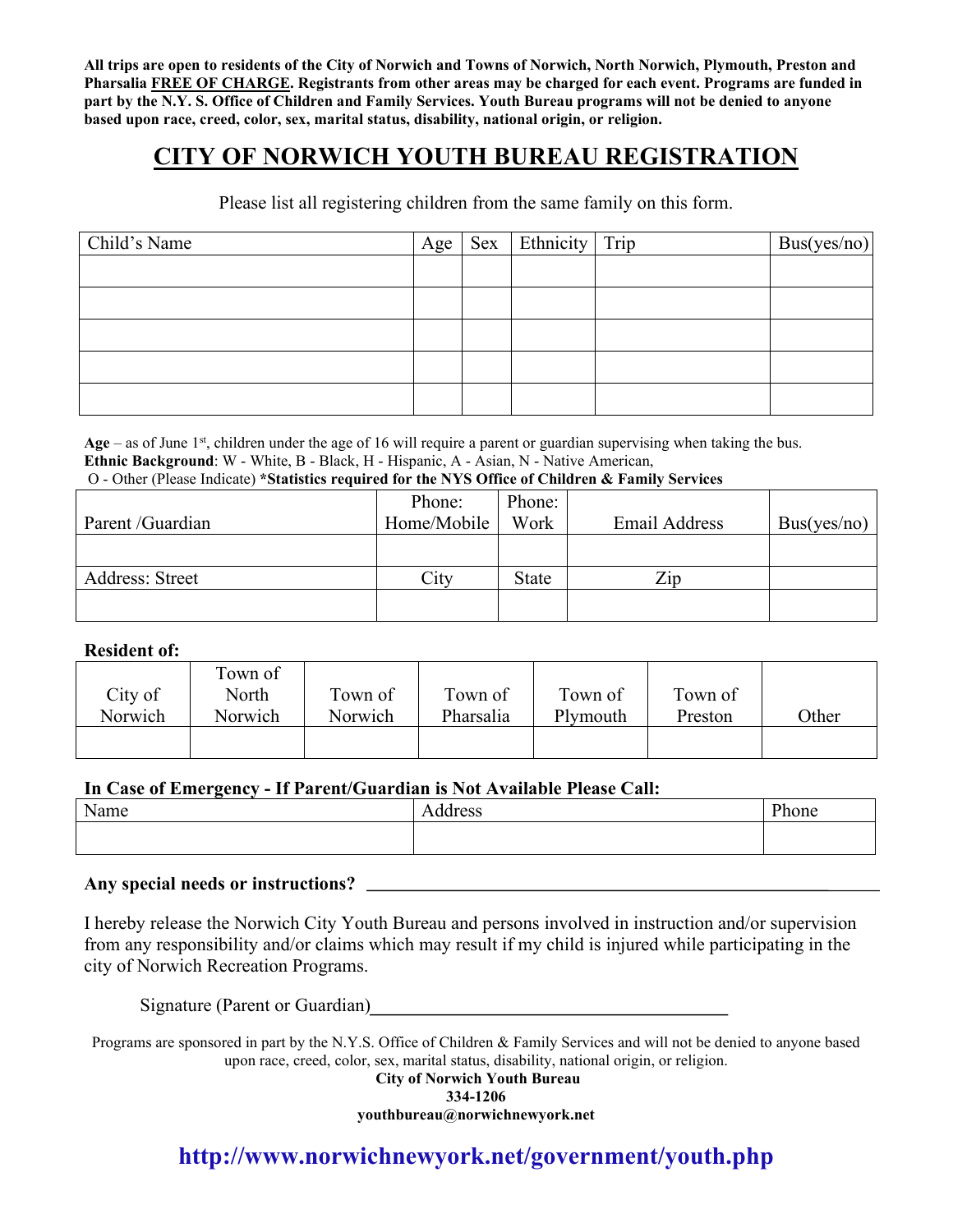**All trips are open to residents of the City of Norwich and Towns of Norwich, North Norwich, Plymouth, Preston and Pharsalia FREE OF CHARGE. Registrants from other areas may be charged for each event. Programs are funded in part by the N.Y. S. Office of Children and Family Services. Youth Bureau programs will not be denied to anyone based upon race, creed, color, sex, marital status, disability, national origin, or religion.**

# CITY OF NORWICH YOUTH BUREAU REGISTRATION

Please list all registering children from the same family on this form.

| Child's Name | Age | Sex | Ethnicity | Trip | Bus(yes/no) |
|---|---|---|---|---|---|
| | | | | | |
| | | | | | |
| | | | | | |
| | | | | | |
| | | | | | |

**Age** – as of June 1st, children under the age of 16 will require a parent or guardian supervising when taking the bus.
**Ethnic Background**: W - White, B - Black, H - Hispanic, A - Asian, N - Native American,
O - Other (Please Indicate) ***Statistics required for the NYS Office of Children & Family Services**

| Parent /Guardian | Phone: Home/Mobile | Phone: Work | Email Address | Bus(yes/no) |
|---|---|---|---|---|
| | | | | |
| Address: Street | City | State | Zip | |
| | | | | |

**Resident of:**

| City of Norwich | Town of North Norwich | Town of Norwich | Town of Pharsalia | Town of Plymouth | Town of Preston | Other |
|---|---|---|---|---|---|---|
| | | | | | | |

**In Case of Emergency - If Parent/Guardian is Not Available Please Call:**

| Name | Address | Phone |
|---|---|---|
| | | |

**Any special needs or instructions?** ______________________________________________________

I hereby release the Norwich City Youth Bureau and persons involved in instruction and/or supervision from any responsibility and/or claims which may result if my child is injured while participating in the city of Norwich Recreation Programs.

Signature (Parent or Guardian)______________________________________

Programs are sponsored in part by the N.Y.S. Office of Children & Family Services and will not be denied to anyone based upon race, creed, color, sex, marital status, disability, national origin, or religion.

**City of Norwich Youth Bureau**
**334-1206**
**youthbureau@norwichnewyork.net**

**http://www.norwichnewyork.net/government/youth.php**